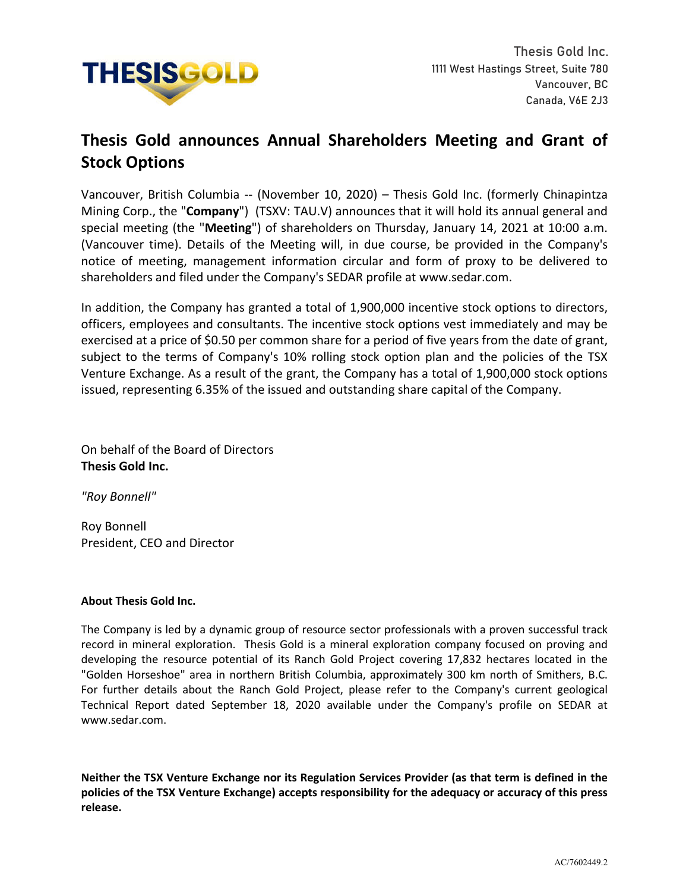Thesis Gold Inc.
1111 West Hastings Street, Suite 780
Vancouver, BC
Canada, V6E 2J3

# Thesis Gold announces Annual Shareholders Meeting and Grant of Stock Options

Vancouver, British Columbia -- (November 10, 2020) – Thesis Gold Inc. (formerly Chinapintza Mining Corp., the "**Company**") (TSXV: TAU.V) announces that it will hold its annual general and special meeting (the "**Meeting**") of shareholders on Thursday, January 14, 2021 at 10:00 a.m. (Vancouver time). Details of the Meeting will, in due course, be provided in the Company's notice of meeting, management information circular and form of proxy to be delivered to shareholders and filed under the Company's SEDAR profile at www.sedar.com.

In addition, the Company has granted a total of 1,900,000 incentive stock options to directors, officers, employees and consultants. The incentive stock options vest immediately and may be exercised at a price of $0.50 per common share for a period of five years from the date of grant, subject to the terms of Company's 10% rolling stock option plan and the policies of the TSX Venture Exchange. As a result of the grant, the Company has a total of 1,900,000 stock options issued, representing 6.35% of the issued and outstanding share capital of the Company.

On behalf of the Board of Directors
**Thesis Gold Inc.**

*"Roy Bonnell"*

Roy Bonnell
President, CEO and Director

**About Thesis Gold Inc.**

The Company is led by a dynamic group of resource sector professionals with a proven successful track record in mineral exploration. Thesis Gold is a mineral exploration company focused on proving and developing the resource potential of its Ranch Gold Project covering 17,832 hectares located in the "Golden Horseshoe" area in northern British Columbia, approximately 300 km north of Smithers, B.C. For further details about the Ranch Gold Project, please refer to the Company's current geological Technical Report dated September 18, 2020 available under the Company's profile on SEDAR at www.sedar.com.

**Neither the TSX Venture Exchange nor its Regulation Services Provider (as that term is defined in the policies of the TSX Venture Exchange) accepts responsibility for the adequacy or accuracy of this press release.**

AC/7602449.2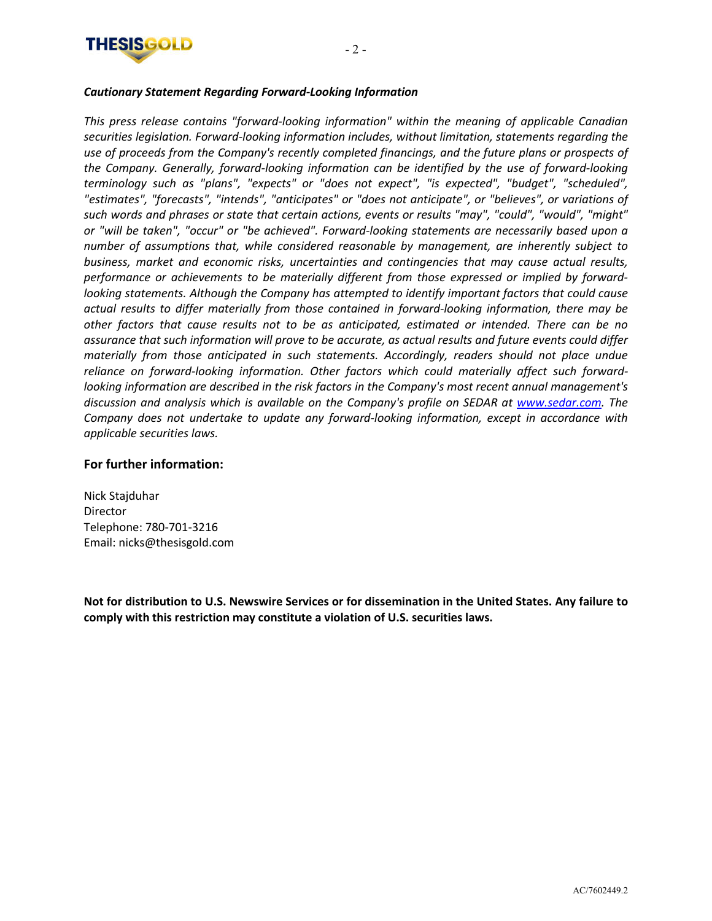***Cautionary Statement Regarding Forward-Looking Information***

*This press release contains "forward-looking information" within the meaning of applicable Canadian securities legislation. Forward-looking information includes, without limitation, statements regarding the use of proceeds from the Company's recently completed financings, and the future plans or prospects of the Company. Generally, forward-looking information can be identified by the use of forward-looking terminology such as "plans", "expects" or "does not expect", "is expected", "budget", "scheduled", "estimates", "forecasts", "intends", "anticipates" or "does not anticipate", or "believes", or variations of such words and phrases or state that certain actions, events or results "may", "could", "would", "might" or "will be taken", "occur" or "be achieved". Forward-looking statements are necessarily based upon a number of assumptions that, while considered reasonable by management, are inherently subject to business, market and economic risks, uncertainties and contingencies that may cause actual results, performance or achievements to be materially different from those expressed or implied by forward-looking statements. Although the Company has attempted to identify important factors that could cause actual results to differ materially from those contained in forward-looking information, there may be other factors that cause results not to be as anticipated, estimated or intended. There can be no assurance that such information will prove to be accurate, as actual results and future events could differ materially from those anticipated in such statements. Accordingly, readers should not place undue reliance on forward-looking information. Other factors which could materially affect such forward-looking information are described in the risk factors in the Company's most recent annual management's discussion and analysis which is available on the Company's profile on SEDAR at [www.sedar.com](http://www.sedar.com). The Company does not undertake to update any forward-looking information, except in accordance with applicable securities laws.*

**For further information:**

Nick Stajduhar
Director
Telephone: 780-701-3216
Email: nicks@thesisgold.com

**Not for distribution to U.S. Newswire Services or for dissemination in the United States. Any failure to comply with this restriction may constitute a violation of U.S. securities laws.**

AC/7602449.2